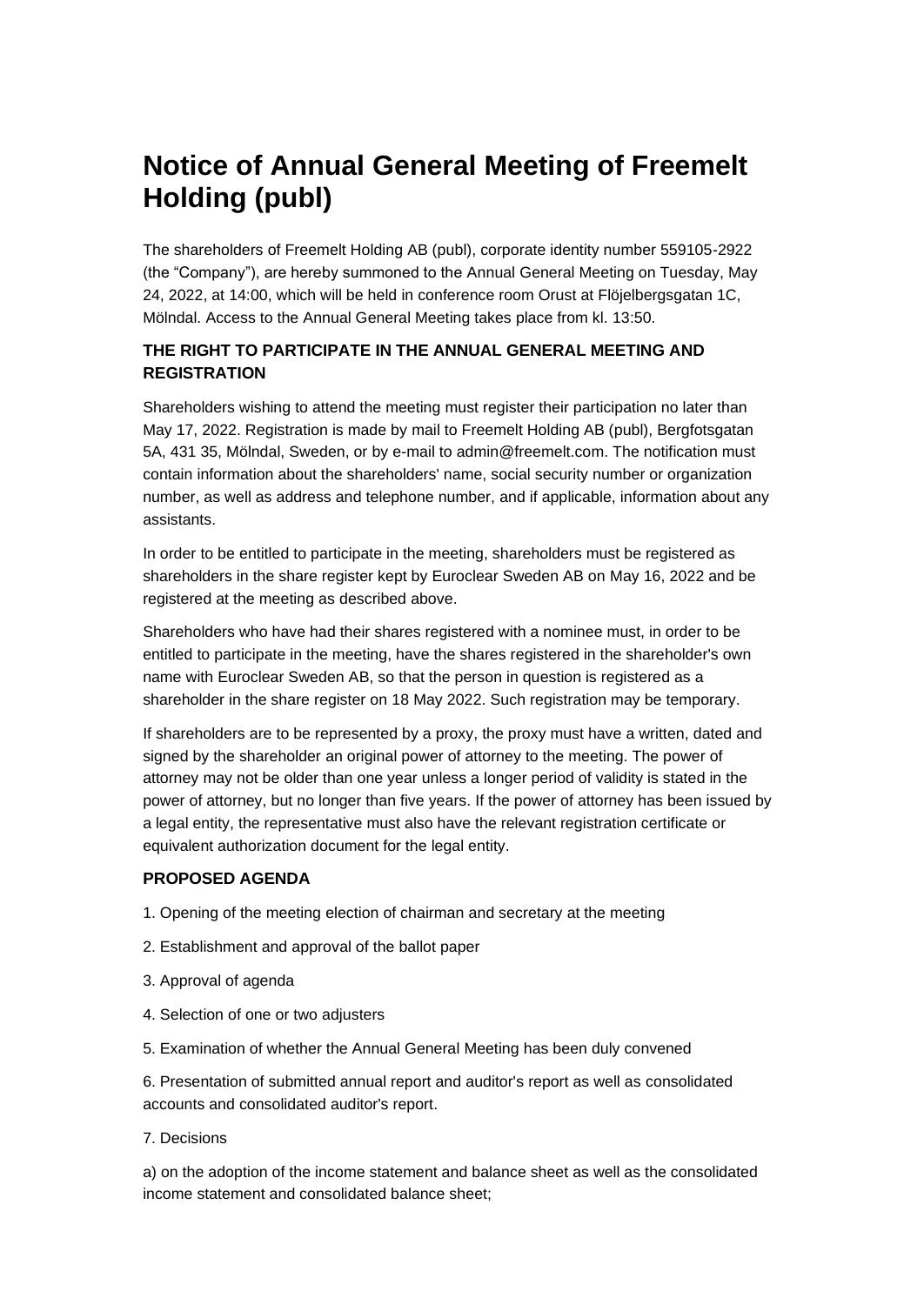# Notice of Annual General Meeting of Freemelt Holding (publ)

The shareholders of Freemelt Holding AB (publ), corporate identity number 559105-2922 (the "Company"), are hereby summoned to the Annual General Meeting on Tuesday, May 24, 2022, at 14:00, which will be held in conference room Orust at Flöjelbergsgatan 1C, Mölndal. Access to the Annual General Meeting takes place from kl. 13:50.

### THE RIGHT TO PARTICIPATE IN THE ANNUAL GENERAL MEETING AND REGISTRATION

Shareholders wishing to attend the meeting must register their participation no later than May 17, 2022. Registration is made by mail to Freemelt Holding AB (publ), Bergfotsgatan 5A, 431 35, Mölndal, Sweden, or by e-mail to admin@freemelt.com. The notification must contain information about the shareholders' name, social security number or organization number, as well as address and telephone number, and if applicable, information about any assistants.

In order to be entitled to participate in the meeting, shareholders must be registered as shareholders in the share register kept by Euroclear Sweden AB on May 16, 2022 and be registered at the meeting as described above.

Shareholders who have had their shares registered with a nominee must, in order to be entitled to participate in the meeting, have the shares registered in the shareholder's own name with Euroclear Sweden AB, so that the person in question is registered as a shareholder in the share register on 18 May 2022. Such registration may be temporary.

If shareholders are to be represented by a proxy, the proxy must have a written, dated and signed by the shareholder an original power of attorney to the meeting. The power of attorney may not be older than one year unless a longer period of validity is stated in the power of attorney, but no longer than five years. If the power of attorney has been issued by a legal entity, the representative must also have the relevant registration certificate or equivalent authorization document for the legal entity.

### PROPOSED AGENDA

1. Opening of the meeting election of chairman and secretary at the meeting

2. Establishment and approval of the ballot paper

3. Approval of agenda

4. Selection of one or two adjusters

5. Examination of whether the Annual General Meeting has been duly convened

6. Presentation of submitted annual report and auditor's report as well as consolidated accounts and consolidated auditor's report.

7. Decisions

a) on the adoption of the income statement and balance sheet as well as the consolidated income statement and consolidated balance sheet;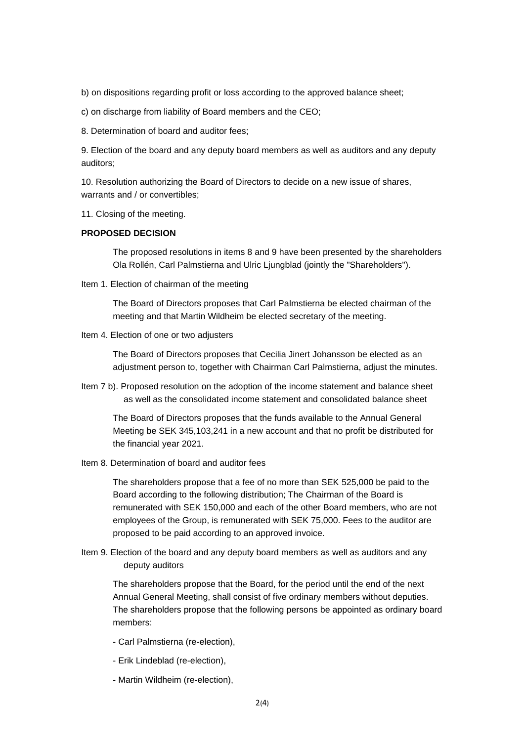b) on dispositions regarding profit or loss according to the approved balance sheet;

c) on discharge from liability of Board members and the CEO;

8. Determination of board and auditor fees;

9. Election of the board and any deputy board members as well as auditors and any deputy auditors;

10. Resolution authorizing the Board of Directors to decide on a new issue of shares, warrants and / or convertibles;

11. Closing of the meeting.

**PROPOSED DECISION**

The proposed resolutions in items 8 and 9 have been presented by the shareholders Ola Rollén, Carl Palmstierna and Ulric Ljungblad (jointly the "Shareholders").

Item 1. Election of chairman of the meeting

The Board of Directors proposes that Carl Palmstierna be elected chairman of the meeting and that Martin Wildheim be elected secretary of the meeting.

Item 4. Election of one or two adjusters

The Board of Directors proposes that Cecilia Jinert Johansson be elected as an adjustment person to, together with Chairman Carl Palmstierna, adjust the minutes.

Item 7 b). Proposed resolution on the adoption of the income statement and balance sheet as well as the consolidated income statement and consolidated balance sheet

The Board of Directors proposes that the funds available to the Annual General Meeting be SEK 345,103,241 in a new account and that no profit be distributed for the financial year 2021.

Item 8. Determination of board and auditor fees

The shareholders propose that a fee of no more than SEK 525,000 be paid to the Board according to the following distribution; The Chairman of the Board is remunerated with SEK 150,000 and each of the other Board members, who are not employees of the Group, is remunerated with SEK 75,000. Fees to the auditor are proposed to be paid according to an approved invoice.

Item 9. Election of the board and any deputy board members as well as auditors and any deputy auditors

The shareholders propose that the Board, for the period until the end of the next Annual General Meeting, shall consist of five ordinary members without deputies. The shareholders propose that the following persons be appointed as ordinary board members:

- Carl Palmstierna (re-election),
- Erik Lindeblad (re-election),
- Martin Wildheim (re-election),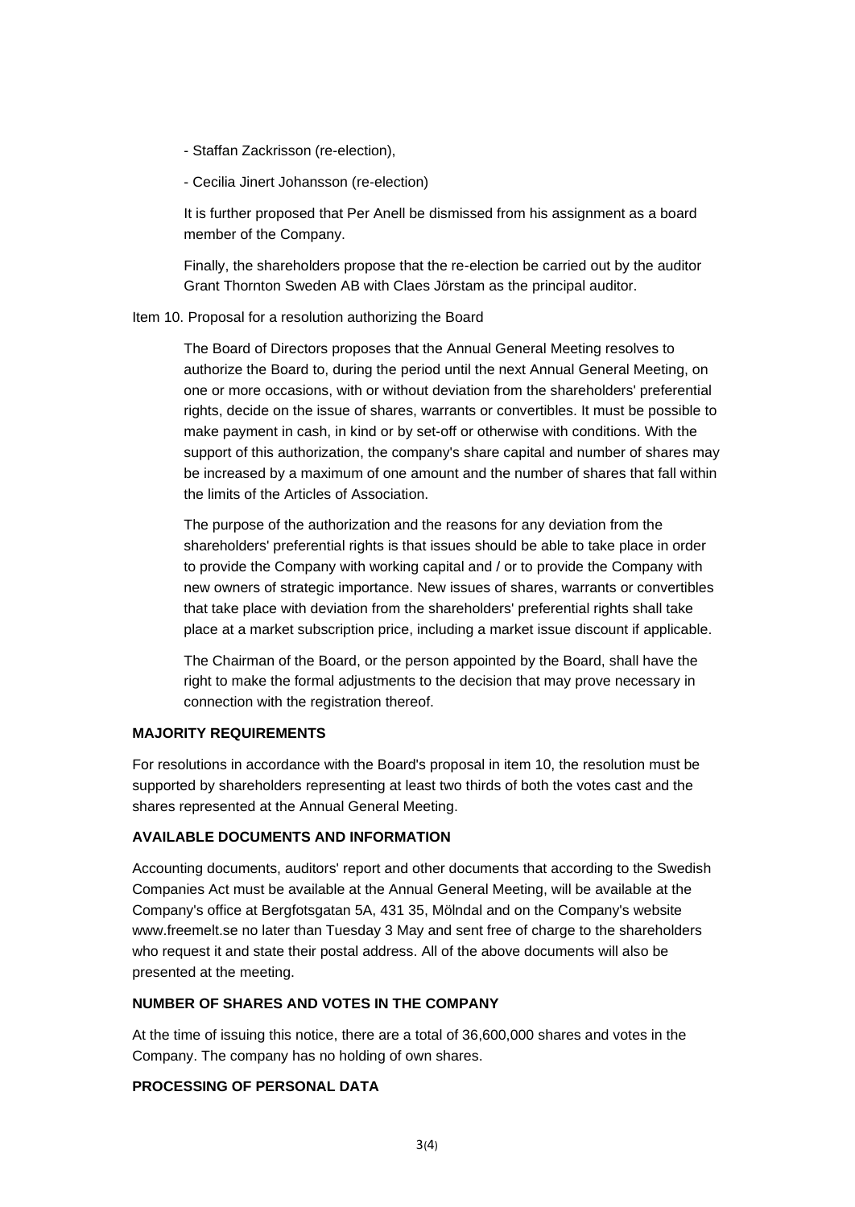- Staffan Zackrisson (re-election),

- Cecilia Jinert Johansson (re-election)

It is further proposed that Per Anell be dismissed from his assignment as a board member of the Company.

Finally, the shareholders propose that the re-election be carried out by the auditor Grant Thornton Sweden AB with Claes Jörstam as the principal auditor.

Item 10. Proposal for a resolution authorizing the Board

The Board of Directors proposes that the Annual General Meeting resolves to authorize the Board to, during the period until the next Annual General Meeting, on one or more occasions, with or without deviation from the shareholders' preferential rights, decide on the issue of shares, warrants or convertibles. It must be possible to make payment in cash, in kind or by set-off or otherwise with conditions. With the support of this authorization, the company's share capital and number of shares may be increased by a maximum of one amount and the number of shares that fall within the limits of the Articles of Association.

The purpose of the authorization and the reasons for any deviation from the shareholders' preferential rights is that issues should be able to take place in order to provide the Company with working capital and / or to provide the Company with new owners of strategic importance. New issues of shares, warrants or convertibles that take place with deviation from the shareholders' preferential rights shall take place at a market subscription price, including a market issue discount if applicable.

The Chairman of the Board, or the person appointed by the Board, shall have the right to make the formal adjustments to the decision that may prove necessary in connection with the registration thereof.

**MAJORITY REQUIREMENTS**

For resolutions in accordance with the Board's proposal in item 10, the resolution must be supported by shareholders representing at least two thirds of both the votes cast and the shares represented at the Annual General Meeting.

**AVAILABLE DOCUMENTS AND INFORMATION**

Accounting documents, auditors' report and other documents that according to the Swedish Companies Act must be available at the Annual General Meeting, will be available at the Company's office at Bergfotsgatan 5A, 431 35, Mölndal and on the Company's website www.freemelt.se no later than Tuesday 3 May and sent free of charge to the shareholders who request it and state their postal address. All of the above documents will also be presented at the meeting.

**NUMBER OF SHARES AND VOTES IN THE COMPANY**

At the time of issuing this notice, there are a total of 36,600,000 shares and votes in the Company. The company has no holding of own shares.

**PROCESSING OF PERSONAL DATA**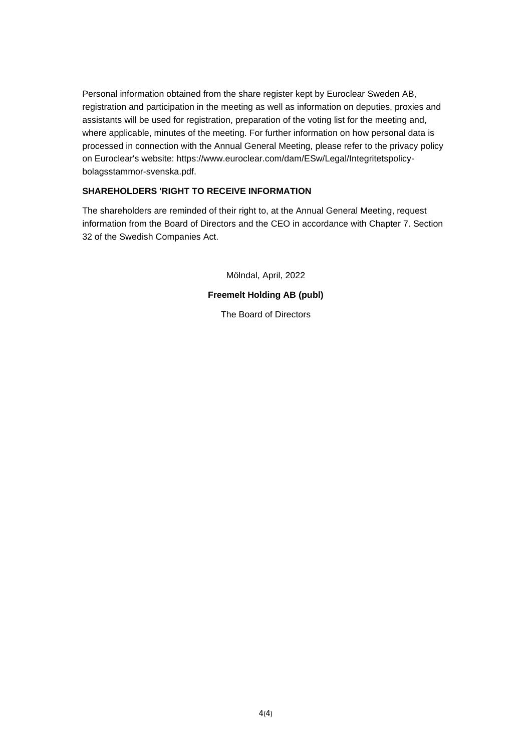Personal information obtained from the share register kept by Euroclear Sweden AB, registration and participation in the meeting as well as information on deputies, proxies and assistants will be used for registration, preparation of the voting list for the meeting and, where applicable, minutes of the meeting. For further information on how personal data is processed in connection with the Annual General Meeting, please refer to the privacy policy on Euroclear's website: https://www.euroclear.com/dam/ESw/Legal/Integritetspolicy-bolagsstammor-svenska.pdf.

**SHAREHOLDERS 'RIGHT TO RECEIVE INFORMATION**

The shareholders are reminded of their right to, at the Annual General Meeting, request information from the Board of Directors and the CEO in accordance with Chapter 7. Section 32 of the Swedish Companies Act.

Mölndal, April, 2022

**Freemelt Holding AB (publ)**

The Board of Directors